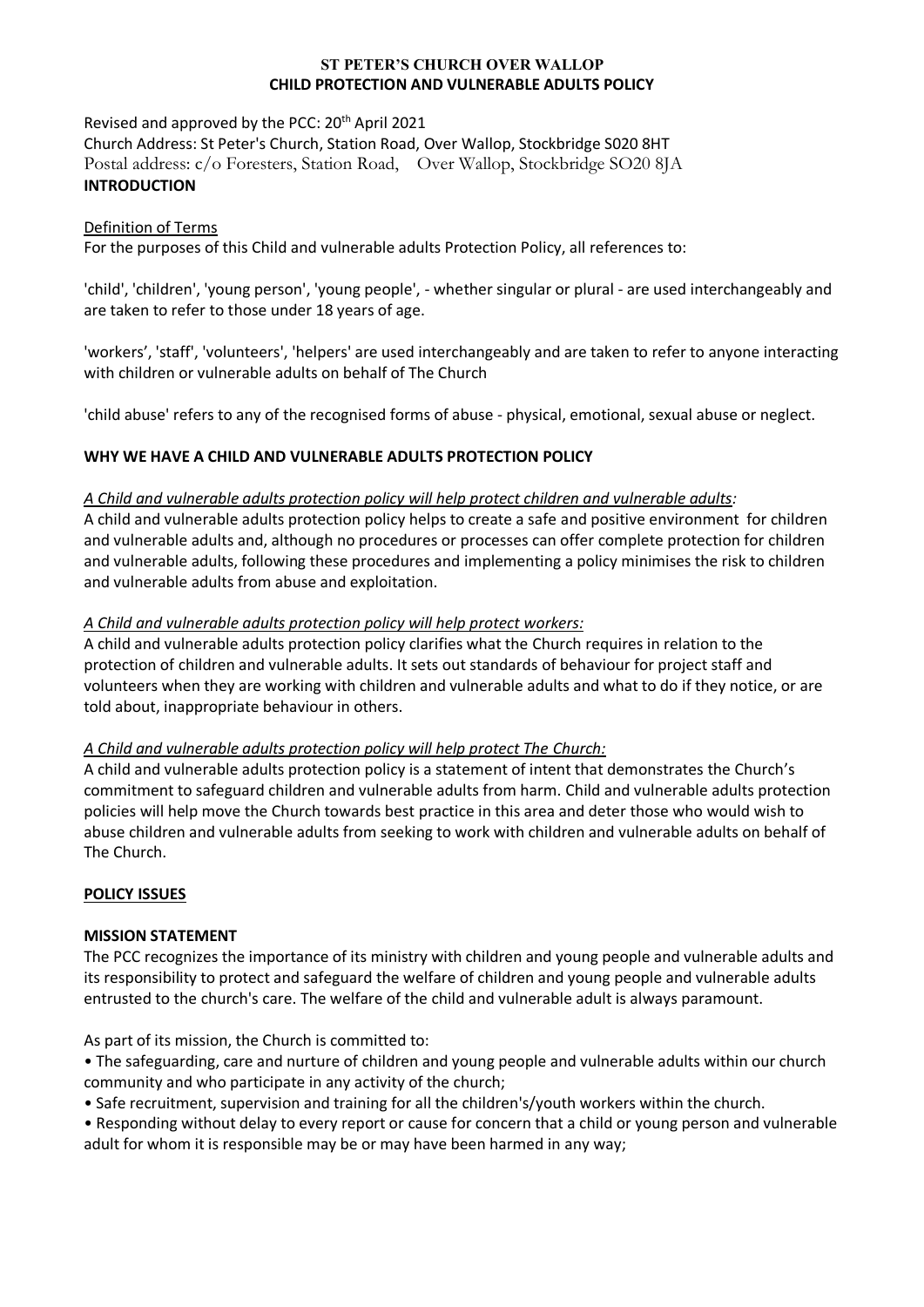**ST PETER'S CHURCH OVER WALLOP**
**CHILD PROTECTION AND VULNERABLE ADULTS POLICY**

Revised and approved by the PCC: 20th April 2021
Church Address: St Peter's Church, Station Road, Over Wallop, Stockbridge S020 8HT
Postal address: c/o Foresters, Station Road, Over Wallop, Stockbridge SO20 8JA

## INTRODUCTION

Definition of Terms

For the purposes of this Child and vulnerable adults Protection Policy, all references to:

'child', 'children', 'young person', 'young people', - whether singular or plural - are used interchangeably and are taken to refer to those under 18 years of age.

'workers', 'staff', 'volunteers', 'helpers' are used interchangeably and are taken to refer to anyone interacting with children or vulnerable adults on behalf of The Church

'child abuse' refers to any of the recognised forms of abuse - physical, emotional, sexual abuse or neglect.

## WHY WE HAVE A CHILD AND VULNERABLE ADULTS PROTECTION POLICY

*A Child and vulnerable adults protection policy will help protect children and vulnerable adults:*

A child and vulnerable adults protection policy helps to create a safe and positive environment for children and vulnerable adults and, although no procedures or processes can offer complete protection for children and vulnerable adults, following these procedures and implementing a policy minimises the risk to children and vulnerable adults from abuse and exploitation.

*A Child and vulnerable adults protection policy will help protect workers:*

A child and vulnerable adults protection policy clarifies what the Church requires in relation to the protection of children and vulnerable adults. It sets out standards of behaviour for project staff and volunteers when they are working with children and vulnerable adults and what to do if they notice, or are told about, inappropriate behaviour in others.

*A Child and vulnerable adults protection policy will help protect The Church:*

A child and vulnerable adults protection policy is a statement of intent that demonstrates the Church's commitment to safeguard children and vulnerable adults from harm. Child and vulnerable adults protection policies will help move the Church towards best practice in this area and deter those who would wish to abuse children and vulnerable adults from seeking to work with children and vulnerable adults on behalf of The Church.

## POLICY ISSUES

### MISSION STATEMENT

The PCC recognizes the importance of its ministry with children and young people and vulnerable adults and its responsibility to protect and safeguard the welfare of children and young people and vulnerable adults entrusted to the church's care. The welfare of the child and vulnerable adult is always paramount.

As part of its mission, the Church is committed to:

- The safeguarding, care and nurture of children and young people and vulnerable adults within our church community and who participate in any activity of the church;
- Safe recruitment, supervision and training for all the children's/youth workers within the church.
- Responding without delay to every report or cause for concern that a child or young person and vulnerable adult for whom it is responsible may be or may have been harmed in any way;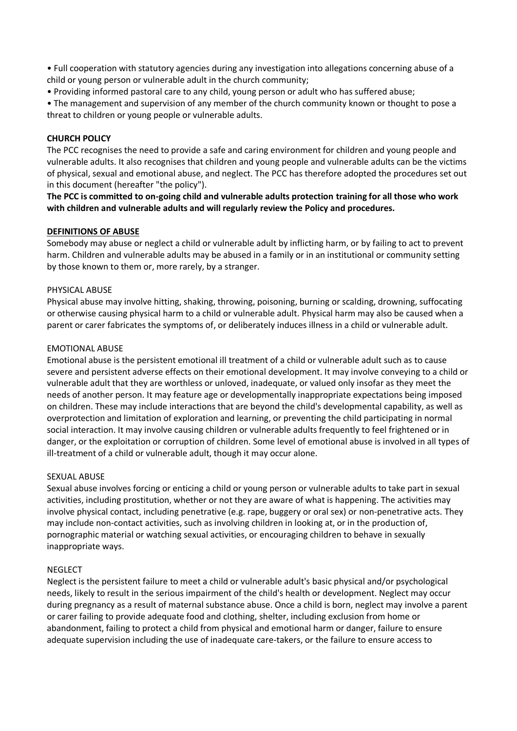- Full cooperation with statutory agencies during any investigation into allegations concerning abuse of a child or young person or vulnerable adult in the church community;
- Providing informed pastoral care to any child, young person or adult who has suffered abuse;
- The management and supervision of any member of the church community known or thought to pose a threat to children or young people or vulnerable adults.

**CHURCH POLICY**

The PCC recognises the need to provide a safe and caring environment for children and young people and vulnerable adults. It also recognises that children and young people and vulnerable adults can be the victims of physical, sexual and emotional abuse, and neglect. The PCC has therefore adopted the procedures set out in this document (hereafter "the policy").

**The PCC is committed to on-going child and vulnerable adults protection training for all those who work with children and vulnerable adults and will regularly review the Policy and procedures.**

**DEFINITIONS OF ABUSE**

Somebody may abuse or neglect a child or vulnerable adult by inflicting harm, or by failing to act to prevent harm. Children and vulnerable adults may be abused in a family or in an institutional or community setting by those known to them or, more rarely, by a stranger.

PHYSICAL ABUSE

Physical abuse may involve hitting, shaking, throwing, poisoning, burning or scalding, drowning, suffocating or otherwise causing physical harm to a child or vulnerable adult. Physical harm may also be caused when a parent or carer fabricates the symptoms of, or deliberately induces illness in a child or vulnerable adult.

EMOTIONAL ABUSE

Emotional abuse is the persistent emotional ill treatment of a child or vulnerable adult such as to cause severe and persistent adverse effects on their emotional development. It may involve conveying to a child or vulnerable adult that they are worthless or unloved, inadequate, or valued only insofar as they meet the needs of another person. It may feature age or developmentally inappropriate expectations being imposed on children. These may include interactions that are beyond the child's developmental capability, as well as overprotection and limitation of exploration and learning, or preventing the child participating in normal social interaction. It may involve causing children or vulnerable adults frequently to feel frightened or in danger, or the exploitation or corruption of children. Some level of emotional abuse is involved in all types of ill-treatment of a child or vulnerable adult, though it may occur alone.

SEXUAL ABUSE

Sexual abuse involves forcing or enticing a child or young person or vulnerable adults to take part in sexual activities, including prostitution, whether or not they are aware of what is happening. The activities may involve physical contact, including penetrative (e.g. rape, buggery or oral sex) or non-penetrative acts. They may include non-contact activities, such as involving children in looking at, or in the production of, pornographic material or watching sexual activities, or encouraging children to behave in sexually inappropriate ways.

NEGLECT

Neglect is the persistent failure to meet a child or vulnerable adult's basic physical and/or psychological needs, likely to result in the serious impairment of the child's health or development. Neglect may occur during pregnancy as a result of maternal substance abuse. Once a child is born, neglect may involve a parent or carer failing to provide adequate food and clothing, shelter, including exclusion from home or abandonment, failing to protect a child from physical and emotional harm or danger, failure to ensure adequate supervision including the use of inadequate care-takers, or the failure to ensure access to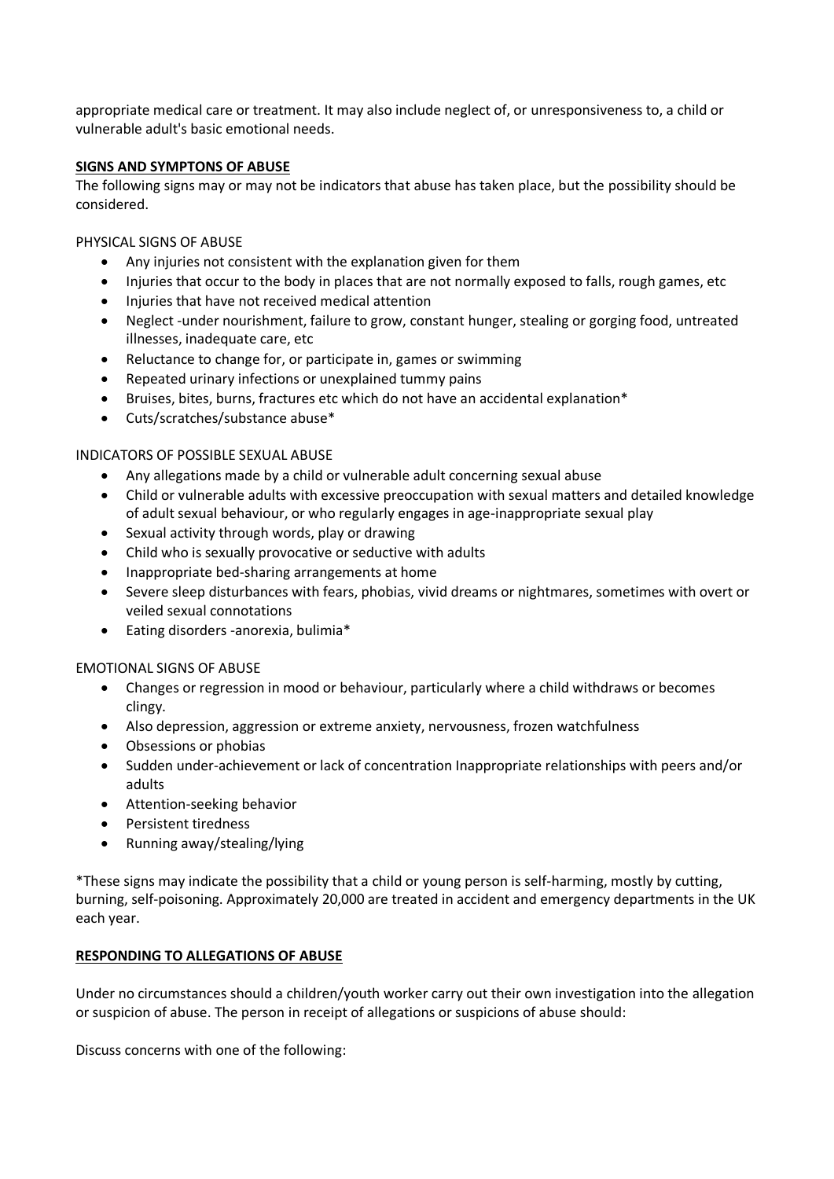appropriate medical care or treatment. It may also include neglect of, or unresponsiveness to, a child or vulnerable adult's basic emotional needs.

## **SIGNS AND SYMPTONS OF ABUSE**

The following signs may or may not be indicators that abuse has taken place, but the possibility should be considered.

PHYSICAL SIGNS OF ABUSE

- Any injuries not consistent with the explanation given for them
- Injuries that occur to the body in places that are not normally exposed to falls, rough games, etc
- Injuries that have not received medical attention
- Neglect -under nourishment, failure to grow, constant hunger, stealing or gorging food, untreated illnesses, inadequate care, etc
- Reluctance to change for, or participate in, games or swimming
- Repeated urinary infections or unexplained tummy pains
- Bruises, bites, burns, fractures etc which do not have an accidental explanation*
- Cuts/scratches/substance abuse*

INDICATORS OF POSSIBLE SEXUAL ABUSE

- Any allegations made by a child or vulnerable adult concerning sexual abuse
- Child or vulnerable adults with excessive preoccupation with sexual matters and detailed knowledge of adult sexual behaviour, or who regularly engages in age-inappropriate sexual play
- Sexual activity through words, play or drawing
- Child who is sexually provocative or seductive with adults
- Inappropriate bed-sharing arrangements at home
- Severe sleep disturbances with fears, phobias, vivid dreams or nightmares, sometimes with overt or veiled sexual connotations
- Eating disorders -anorexia, bulimia*

EMOTIONAL SIGNS OF ABUSE

- Changes or regression in mood or behaviour, particularly where a child withdraws or becomes clingy.
- Also depression, aggression or extreme anxiety, nervousness, frozen watchfulness
- Obsessions or phobias
- Sudden under-achievement or lack of concentration Inappropriate relationships with peers and/or adults
- Attention-seeking behavior
- Persistent tiredness
- Running away/stealing/lying

*These signs may indicate the possibility that a child or young person is self-harming, mostly by cutting, burning, self-poisoning. Approximately 20,000 are treated in accident and emergency departments in the UK each year.

## **RESPONDING TO ALLEGATIONS OF ABUSE**

Under no circumstances should a children/youth worker carry out their own investigation into the allegation or suspicion of abuse. The person in receipt of allegations or suspicions of abuse should:

Discuss concerns with one of the following: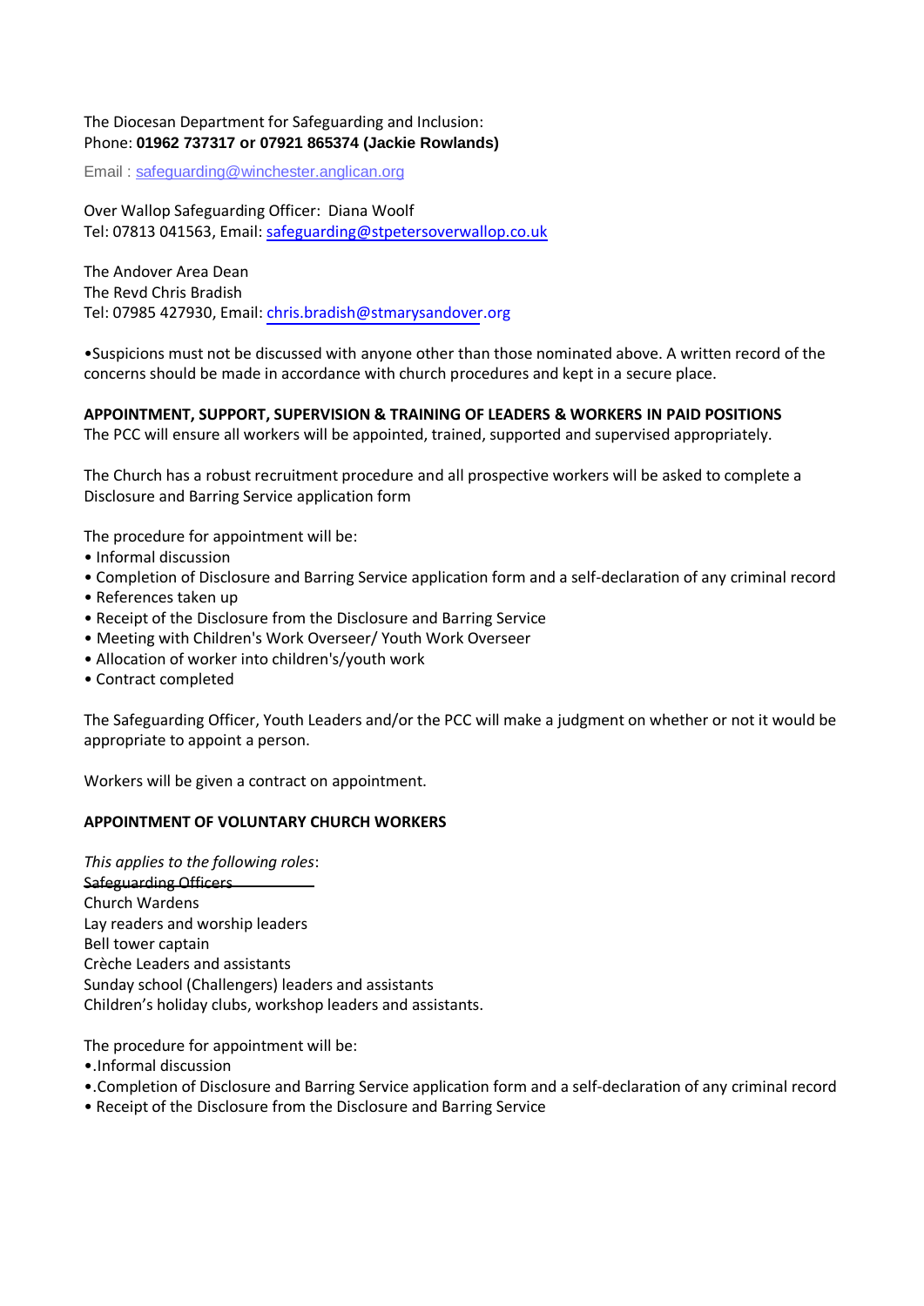The Diocesan Department for Safeguarding and Inclusion:
Phone: **01962 737317 or 07921 865374 (Jackie Rowlands)**

Email : safeguarding@winchester.anglican.org

Over Wallop Safeguarding Officer: Diana Woolf
Tel: 07813 041563, Email: safeguarding@stpetersoverwallop.co.uk

The Andover Area Dean
The Revd Chris Bradish
Tel: 07985 427930, Email: chris.bradish@stmarysandover.org

•Suspicions must not be discussed with anyone other than those nominated above. A written record of the concerns should be made in accordance with church procedures and kept in a secure place.

**APPOINTMENT, SUPPORT, SUPERVISION & TRAINING OF LEADERS & WORKERS IN PAID POSITIONS**

The PCC will ensure all workers will be appointed, trained, supported and supervised appropriately.

The Church has a robust recruitment procedure and all prospective workers will be asked to complete a Disclosure and Barring Service application form

The procedure for appointment will be:

- Informal discussion
- Completion of Disclosure and Barring Service application form and a self-declaration of any criminal record
- References taken up
- Receipt of the Disclosure from the Disclosure and Barring Service
- Meeting with Children's Work Overseer/ Youth Work Overseer
- Allocation of worker into children's/youth work
- Contract completed

The Safeguarding Officer, Youth Leaders and/or the PCC will make a judgment on whether or not it would be appropriate to appoint a person.

Workers will be given a contract on appointment.

**APPOINTMENT OF VOLUNTARY CHURCH WORKERS**

*This applies to the following roles*:
~~Safeguarding Officers~~
Church Wardens
Lay readers and worship leaders
Bell tower captain
Crèche Leaders and assistants
Sunday school (Challengers) leaders and assistants
Children's holiday clubs, workshop leaders and assistants.

The procedure for appointment will be:

- .Informal discussion
- .Completion of Disclosure and Barring Service application form and a self-declaration of any criminal record
- Receipt of the Disclosure from the Disclosure and Barring Service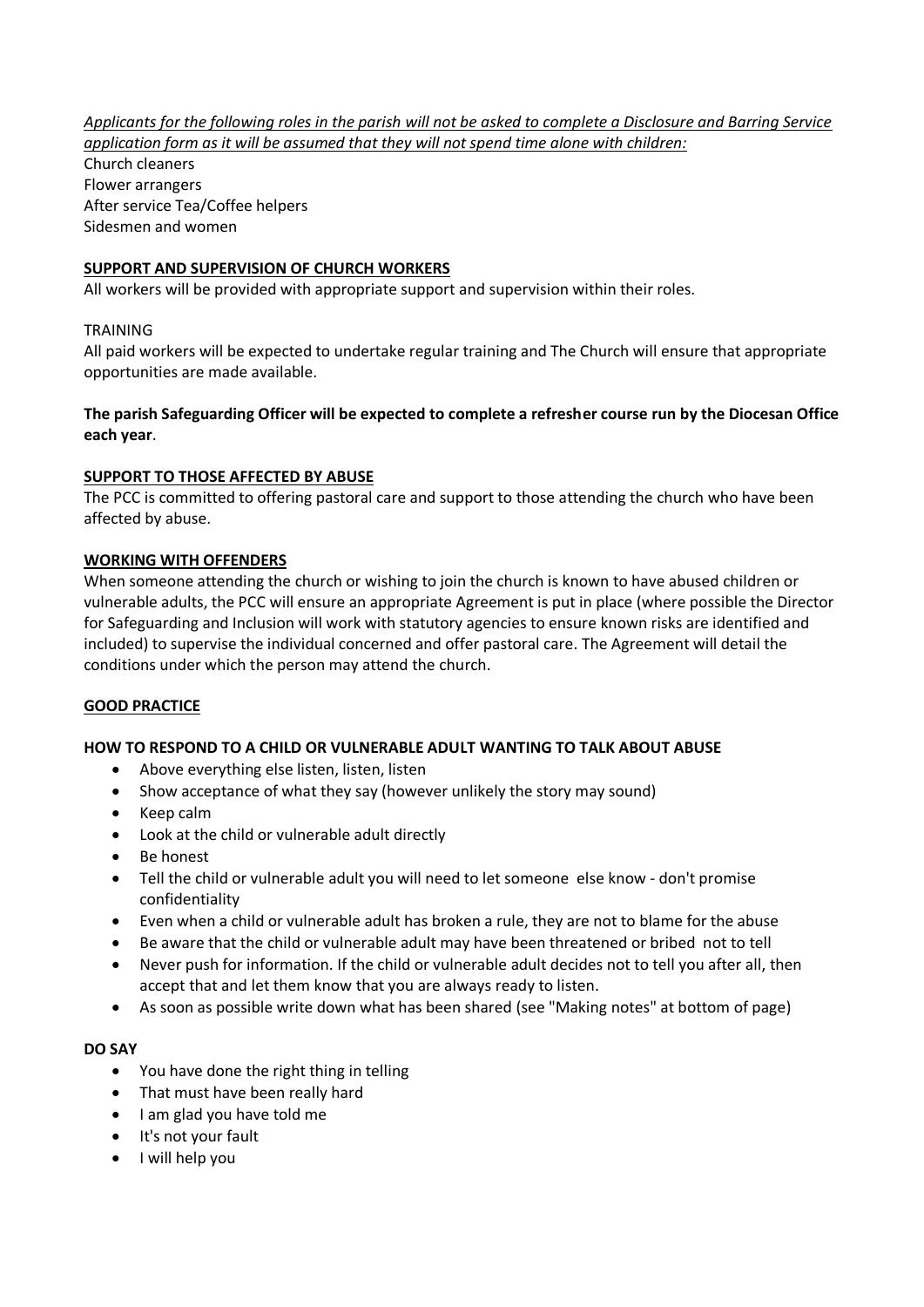*<u>Applicants for the following roles in the parish will not be asked to complete a Disclosure and Barring Service application form as it will be assumed that they will not spend time alone with children:</u>*
Church cleaners
Flower arrangers
After service Tea/Coffee helpers
Sidesmen and women

**<u>SUPPORT AND SUPERVISION OF CHURCH WORKERS</u>**
All workers will be provided with appropriate support and supervision within their roles.

TRAINING
All paid workers will be expected to undertake regular training and The Church will ensure that appropriate opportunities are made available.

**The parish Safeguarding Officer will be expected to complete a refresher course run by the Diocesan Office each year**.

**<u>SUPPORT TO THOSE AFFECTED BY ABUSE</u>**
The PCC is committed to offering pastoral care and support to those attending the church who have been affected by abuse.

**<u>WORKING WITH OFFENDERS</u>**
When someone attending the church or wishing to join the church is known to have abused children or vulnerable adults, the PCC will ensure an appropriate Agreement is put in place (where possible the Director for Safeguarding and Inclusion will work with statutory agencies to ensure known risks are identified and included) to supervise the individual concerned and offer pastoral care. The Agreement will detail the conditions under which the person may attend the church.

**<u>GOOD PRACTICE</u>**

**HOW TO RESPOND TO A CHILD OR VULNERABLE ADULT WANTING TO TALK ABOUT ABUSE**

- Above everything else listen, listen, listen
- Show acceptance of what they say (however unlikely the story may sound)
- Keep calm
- Look at the child or vulnerable adult directly
- Be honest
- Tell the child or vulnerable adult you will need to let someone else know - don't promise confidentiality
- Even when a child or vulnerable adult has broken a rule, they are not to blame for the abuse
- Be aware that the child or vulnerable adult may have been threatened or bribed not to tell
- Never push for information. If the child or vulnerable adult decides not to tell you after all, then accept that and let them know that you are always ready to listen.
- As soon as possible write down what has been shared (see "Making notes" at bottom of page)

**DO SAY**

- You have done the right thing in telling
- That must have been really hard
- I am glad you have told me
- It's not your fault
- I will help you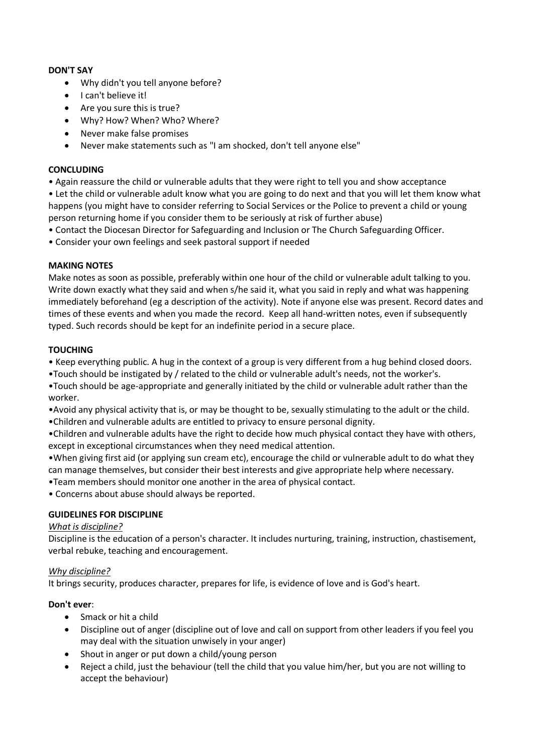**DON'T SAY**

- Why didn't you tell anyone before?
- I can't believe it!
- Are you sure this is true?
- Why? How? When? Who? Where?
- Never make false promises
- Never make statements such as "I am shocked, don't tell anyone else"

**CONCLUDING**

- Again reassure the child or vulnerable adults that they were right to tell you and show acceptance
- Let the child or vulnerable adult know what you are going to do next and that you will let them know what happens (you might have to consider referring to Social Services or the Police to prevent a child or young person returning home if you consider them to be seriously at risk of further abuse)
- Contact the Diocesan Director for Safeguarding and Inclusion or The Church Safeguarding Officer.
- Consider your own feelings and seek pastoral support if needed

**MAKING NOTES**

Make notes as soon as possible, preferably within one hour of the child or vulnerable adult talking to you. Write down exactly what they said and when s/he said it, what you said in reply and what was happening immediately beforehand (eg a description of the activity). Note if anyone else was present. Record dates and times of these events and when you made the record. Keep all hand-written notes, even if subsequently typed. Such records should be kept for an indefinite period in a secure place.

**TOUCHING**

- Keep everything public. A hug in the context of a group is very different from a hug behind closed doors.
- Touch should be instigated by / related to the child or vulnerable adult's needs, not the worker's.
- Touch should be age-appropriate and generally initiated by the child or vulnerable adult rather than the worker.
- Avoid any physical activity that is, or may be thought to be, sexually stimulating to the adult or the child.
- Children and vulnerable adults are entitled to privacy to ensure personal dignity.
- Children and vulnerable adults have the right to decide how much physical contact they have with others, except in exceptional circumstances when they need medical attention.
- When giving first aid (or applying sun cream etc), encourage the child or vulnerable adult to do what they can manage themselves, but consider their best interests and give appropriate help where necessary.
- Team members should monitor one another in the area of physical contact.
- Concerns about abuse should always be reported.

**GUIDELINES FOR DISCIPLINE**

*What is discipline?*

Discipline is the education of a person's character. It includes nurturing, training, instruction, chastisement, verbal rebuke, teaching and encouragement.

*Why discipline?*

It brings security, produces character, prepares for life, is evidence of love and is God's heart.

**Don't ever**:

- Smack or hit a child
- Discipline out of anger (discipline out of love and call on support from other leaders if you feel you may deal with the situation unwisely in your anger)
- Shout in anger or put down a child/young person
- Reject a child, just the behaviour (tell the child that you value him/her, but you are not willing to accept the behaviour)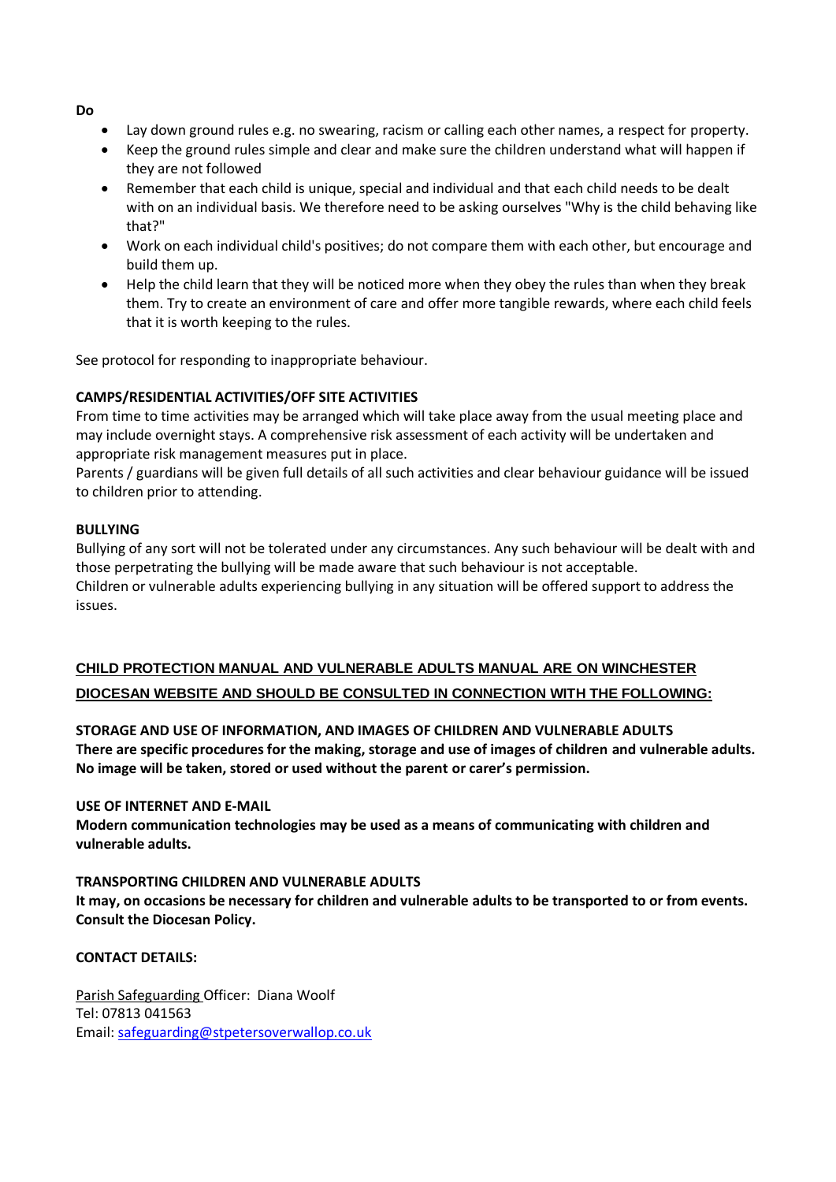**Do**

- Lay down ground rules e.g. no swearing, racism or calling each other names, a respect for property.
- Keep the ground rules simple and clear and make sure the children understand what will happen if they are not followed
- Remember that each child is unique, special and individual and that each child needs to be dealt with on an individual basis. We therefore need to be asking ourselves "Why is the child behaving like that?"
- Work on each individual child's positives; do not compare them with each other, but encourage and build them up.
- Help the child learn that they will be noticed more when they obey the rules than when they break them. Try to create an environment of care and offer more tangible rewards, where each child feels that it is worth keeping to the rules.

See protocol for responding to inappropriate behaviour.

**CAMPS/RESIDENTIAL ACTIVITIES/OFF SITE ACTIVITIES**

From time to time activities may be arranged which will take place away from the usual meeting place and may include overnight stays. A comprehensive risk assessment of each activity will be undertaken and appropriate risk management measures put in place.

Parents / guardians will be given full details of all such activities and clear behaviour guidance will be issued to children prior to attending.

**BULLYING**

Bullying of any sort will not be tolerated under any circumstances. Any such behaviour will be dealt with and those perpetrating the bullying will be made aware that such behaviour is not acceptable.

Children or vulnerable adults experiencing bullying in any situation will be offered support to address the issues.

**CHILD PROTECTION MANUAL AND VULNERABLE ADULTS MANUAL ARE ON WINCHESTER DIOCESAN WEBSITE AND SHOULD BE CONSULTED IN CONNECTION WITH THE FOLLOWING:**

**STORAGE AND USE OF INFORMATION, AND IMAGES OF CHILDREN AND VULNERABLE ADULTS**

**There are specific procedures for the making, storage and use of images of children and vulnerable adults. No image will be taken, stored or used without the parent or carer's permission.**

**USE OF INTERNET AND E-MAIL**

**Modern communication technologies may be used as a means of communicating with children and vulnerable adults.**

**TRANSPORTING CHILDREN AND VULNERABLE ADULTS**

**It may, on occasions be necessary for children and vulnerable adults to be transported to or from events. Consult the Diocesan Policy.**

**CONTACT DETAILS:**

Parish Safeguarding Officer: Diana Woolf
Tel: 07813 041563
Email: safeguarding@stpetersoverwallop.co.uk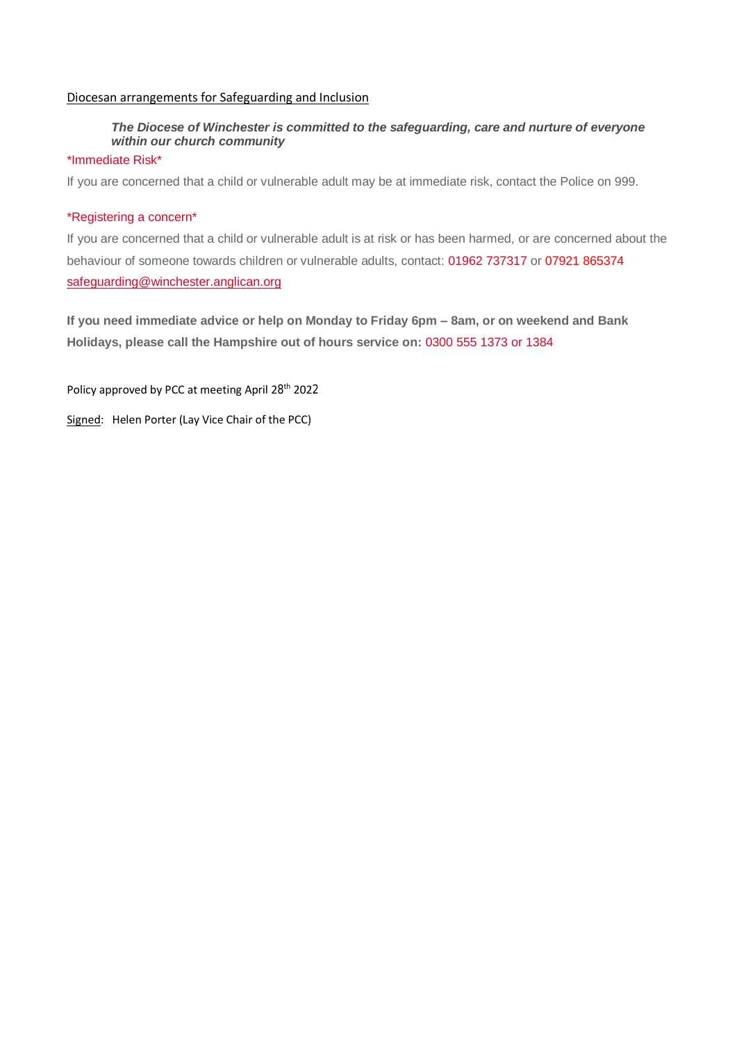Diocesan arrangements for Safeguarding and Inclusion

> ***The Diocese of Winchester is committed to the safeguarding, care and nurture of everyone within our church community***

*Immediate Risk*

If you are concerned that a child or vulnerable adult may be at immediate risk, contact the Police on 999.

*Registering a concern*

If you are concerned that a child or vulnerable adult is at risk or has been harmed, or are concerned about the behaviour of someone towards children or vulnerable adults, contact: 01962 737317 or 07921 865374 safeguarding@winchester.anglican.org

**If you need immediate advice or help on Monday to Friday 6pm – 8am, or on weekend and Bank Holidays, please call the Hampshire out of hours service on:** 0300 555 1373 or 1384

Policy approved by PCC at meeting April 28th 2022

Signed: Helen Porter (Lay Vice Chair of the PCC)